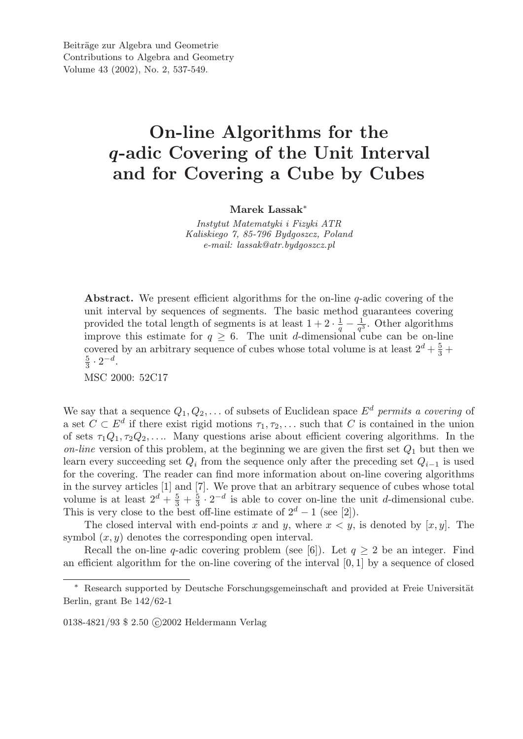# On-line Algorithms for the *q*-adic Covering of the Unit Interval and for Covering a Cube by Cubes

**Marek Lassak**[*]

*Instytut Matematyki i Fizyki ATR*
*Kaliskiego 7, 85-796 Bydgoszcz, Poland*
*e-mail: lassak@atr.bydgoszcz.pl*

**Abstract.** We present efficient algorithms for the on-line $q$-adic covering of the unit interval by sequences of segments. The basic method guarantees covering provided the total length of segments is at least $1 + 2 \cdot \frac{1}{q} - \frac{1}{q^3}$. Other algorithms improve this estimate for $q \geq 6$. The unit $d$-dimensional cube can be on-line covered by an arbitrary sequence of cubes whose total volume is at least $2^d + \frac{5}{3} + \frac{5}{3} \cdot 2^{-d}$.

MSC 2000: 52C17

We say that a sequence $Q_1, Q_2, \ldots$ of subsets of Euclidean space $E^d$ *permits a covering* of a set $C \subset E^d$ if there exist rigid motions $\tau_1, \tau_2, \ldots$ such that $C$ is contained in the union of sets $\tau_1 Q_1, \tau_2 Q_2, \ldots$. Many questions arise about efficient covering algorithms. In the *on-line* version of this problem, at the beginning we are given the first set $Q_1$ but then we learn every succeeding set $Q_i$ from the sequence only after the preceding set $Q_{i-1}$ is used for the covering. The reader can find more information about on-line covering algorithms in the survey articles [1] and [7]. We prove that an arbitrary sequence of cubes whose total volume is at least $2^d + \frac{5}{3} + \frac{5}{3} \cdot 2^{-d}$ is able to cover on-line the unit $d$-dimensional cube. This is very close to the best off-line estimate of $2^d - 1$ (see [2]).

The closed interval with end-points $x$ and $y$, where $x < y$, is denoted by $[x, y]$. The symbol $(x, y)$ denotes the corresponding open interval.

Recall the on-line $q$-adic covering problem (see [6]). Let $q \geq 2$ be an integer. Find an efficient algorithm for the on-line covering of the interval $[0, 1]$ by a sequence of closed

[*] Research supported by Deutsche Forschungsgemeinschaft and provided at Freie Universität Berlin, grant Be 142/62-1

0138-4821/93 $ 2.50 ©2002 Heldermann Verlag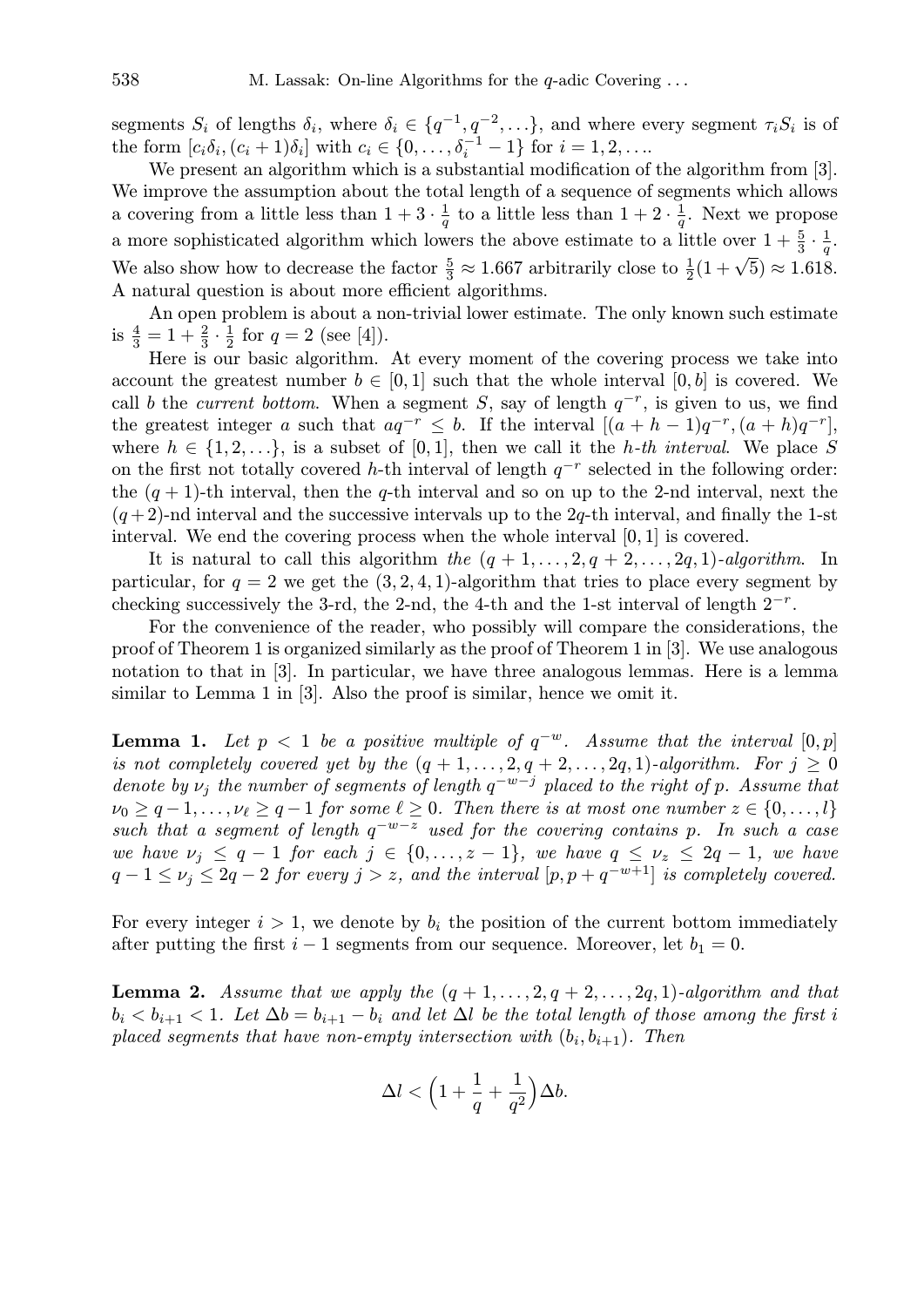segments $S_i$ of lengths $\delta_i$, where $\delta_i \in \{q^{-1}, q^{-2}, \dots\}$, and where every segment $\tau_i S_i$ is of the form $[c_i\delta_i, (c_i+1)\delta_i]$ with $c_i \in \{0, \dots, \delta_i^{-1} - 1\}$ for $i = 1, 2, \dots$.

We present an algorithm which is a substantial modification of the algorithm from [3]. We improve the assumption about the total length of a sequence of segments which allows a covering from a little less than $1 + 3 \cdot \frac{1}{q}$ to a little less than $1 + 2 \cdot \frac{1}{q}$. Next we propose a more sophisticated algorithm which lowers the above estimate to a little over $1 + \frac{5}{3} \cdot \frac{1}{q}$. We also show how to decrease the factor $\frac{5}{3} \approx 1.667$ arbitrarily close to $\frac{1}{2}(1+\sqrt{5}) \approx 1.618$. A natural question is about more efficient algorithms.

An open problem is about a non-trivial lower estimate. The only known such estimate is $\frac{4}{3} = 1 + \frac{2}{3} \cdot \frac{1}{2}$ for $q = 2$ (see [4]).

Here is our basic algorithm. At every moment of the covering process we take into account the greatest number $b \in [0, 1]$ such that the whole interval $[0, b]$ is covered. We call $b$ the *current bottom*. When a segment $S$, say of length $q^{-r}$, is given to us, we find the greatest integer $a$ such that $aq^{-r} \le b$. If the interval $[(a+h-1)q^{-r}, (a+h)q^{-r}]$, where $h \in \{1, 2, \dots\}$, is a subset of $[0, 1]$, then we call it the *h-th interval*. We place $S$ on the first not totally covered $h$-th interval of length $q^{-r}$ selected in the following order: the $(q+1)$-th interval, then the $q$-th interval and so on up to the 2-nd interval, next the $(q+2)$-nd interval and the successive intervals up to the $2q$-th interval, and finally the 1-st interval. We end the covering process when the whole interval $[0, 1]$ is covered.

It is natural to call this algorithm *the* $(q+1, \dots, 2, q+2, \dots, 2q, 1)$*-algorithm*. In particular, for $q = 2$ we get the $(3, 2, 4, 1)$-algorithm that tries to place every segment by checking successively the 3-rd, the 2-nd, the 4-th and the 1-st interval of length $2^{-r}$.

For the convenience of the reader, who possibly will compare the considerations, the proof of Theorem 1 is organized similarly as the proof of Theorem 1 in [3]. We use analogous notation to that in [3]. In particular, we have three analogous lemmas. Here is a lemma similar to Lemma 1 in [3]. Also the proof is similar, hence we omit it.

**Lemma 1.** *Let $p < 1$ be a positive multiple of $q^{-w}$. Assume that the interval $[0, p]$ is not completely covered yet by the $(q+1, \dots, 2, q+2, \dots, 2q, 1)$-algorithm. For $j \ge 0$ denote by $\nu_j$ the number of segments of length $q^{-w-j}$ placed to the right of $p$. Assume that $\nu_0 \ge q-1, \dots, \nu_\ell \ge q-1$ for some $\ell \ge 0$. Then there is at most one number $z \in \{0, \dots, l\}$ such that a segment of length $q^{-w-z}$ used for the covering contains $p$. In such a case we have $\nu_j \le q-1$ for each $j \in \{0, \dots, z-1\}$, we have $q \le \nu_z \le 2q-1$, we have $q-1 \le \nu_j \le 2q-2$ for every $j > z$, and the interval $[p, p+q^{-w+1}]$ is completely covered.*

For every integer $i > 1$, we denote by $b_i$ the position of the current bottom immediately after putting the first $i-1$ segments from our sequence. Moreover, let $b_1 = 0$.

**Lemma 2.** *Assume that we apply the $(q+1, \dots, 2, q+2, \dots, 2q, 1)$-algorithm and that $b_i < b_{i+1} < 1$. Let $\Delta b = b_{i+1} - b_i$ and let $\Delta l$ be the total length of those among the first $i$ placed segments that have non-empty intersection with $(b_i, b_{i+1})$. Then*

$$\Delta l < \Big(1 + \frac{1}{q} + \frac{1}{q^2}\Big)\Delta b.$$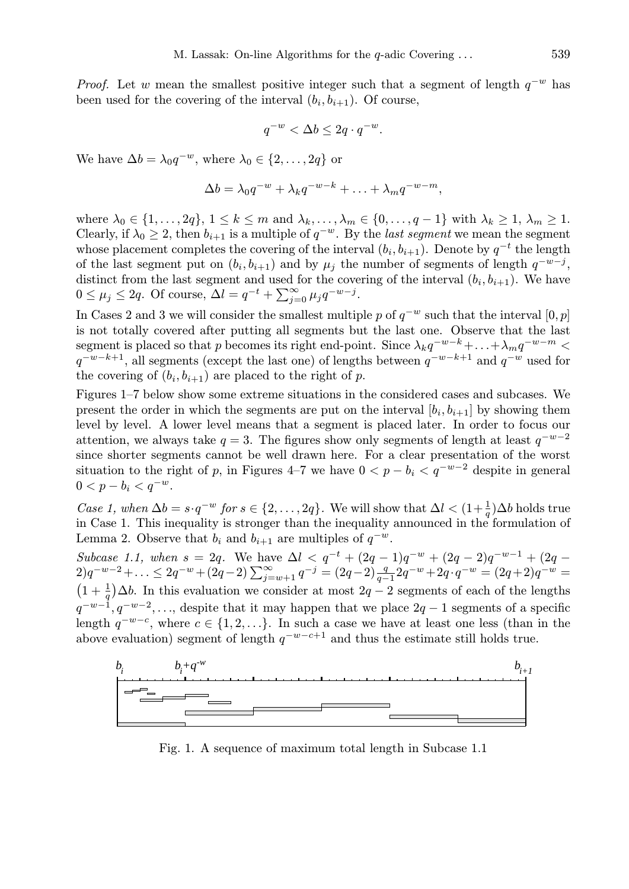*Proof.* Let $w$ mean the smallest positive integer such that a segment of length $q^{-w}$ has been used for the covering of the interval $(b_i, b_{i+1})$. Of course,

$$q^{-w} < \Delta b \leq 2q \cdot q^{-w}.$$

We have $\Delta b = \lambda_0 q^{-w}$, where $\lambda_0 \in \{2, \dots, 2q\}$ or

$$\Delta b = \lambda_0 q^{-w} + \lambda_k q^{-w-k} + \dots + \lambda_m q^{-w-m},$$

where $\lambda_0 \in \{1, \dots, 2q\}$, $1 \leq k \leq m$ and $\lambda_k, \dots, \lambda_m \in \{0, \dots, q-1\}$ with $\lambda_k \geq 1$, $\lambda_m \geq 1$. Clearly, if $\lambda_0 \geq 2$, then $b_{i+1}$ is a multiple of $q^{-w}$. By the *last segment* we mean the segment whose placement completes the covering of the interval $(b_i, b_{i+1})$. Denote by $q^{-t}$ the length of the last segment put on $(b_i, b_{i+1})$ and by $\mu_j$ the number of segments of length $q^{-w-j}$, distinct from the last segment and used for the covering of the interval $(b_i, b_{i+1})$. We have $0 \leq \mu_j \leq 2q$. Of course, $\Delta l = q^{-t} + \sum_{j=0}^{\infty} \mu_j q^{-w-j}$.

In Cases 2 and 3 we will consider the smallest multiple $p$ of $q^{-w}$ such that the interval $[0, p]$ is not totally covered after putting all segments but the last one. Observe that the last segment is placed so that $p$ becomes its right end-point. Since $\lambda_k q^{-w-k} + \dots + \lambda_m q^{-w-m} < q^{-w-k+1}$, all segments (except the last one) of lengths between $q^{-w-k+1}$ and $q^{-w}$ used for the covering of $(b_i, b_{i+1})$ are placed to the right of $p$.

Figures 1–7 below show some extreme situations in the considered cases and subcases. We present the order in which the segments are put on the interval $[b_i, b_{i+1}]$ by showing them level by level. A lower level means that a segment is placed later. In order to focus our attention, we always take $q = 3$. The figures show only segments of length at least $q^{-w-2}$ since shorter segments cannot be well drawn here. For a clear presentation of the worst situation to the right of $p$, in Figures 4–7 we have $0 < p - b_i < q^{-w-2}$ despite in general $0 < p - b_i < q^{-w}$.

*Case 1, when $\Delta b = s \cdot q^{-w}$ for $s \in \{2, \dots, 2q\}$.* We will show that $\Delta l < (1 + \frac{1}{q})\Delta b$ holds true in Case 1. This inequality is stronger than the inequality announced in the formulation of Lemma 2. Observe that $b_i$ and $b_{i+1}$ are multiples of $q^{-w}$.

*Subcase 1.1, when $s = 2q$.* We have $\Delta l < q^{-t} + (2q-1)q^{-w} + (2q-2)q^{-w-1} + (2q-2)q^{-w-2} + \dots \leq 2q^{-w} + (2q-2)\sum_{j=w+1}^{\infty} q^{-j} = (2q-2)\frac{q}{q-1}2q^{-w} + 2q \cdot q^{-w} = (2q+2)q^{-w} = \left(1 + \frac{1}{q}\right)\Delta b$. In this evaluation we consider at most $2q-2$ segments of each of the lengths $q^{-w-1}, q^{-w-2}, \dots$, despite that it may happen that we place $2q-1$ segments of a specific length $q^{-w-c}$, where $c \in \{1, 2, \dots\}$. In such a case we have at least one less (than in the above evaluation) segment of length $q^{-w-c+1}$ and thus the estimate still holds true.

Fig. 1. A sequence of maximum total length in Subcase 1.1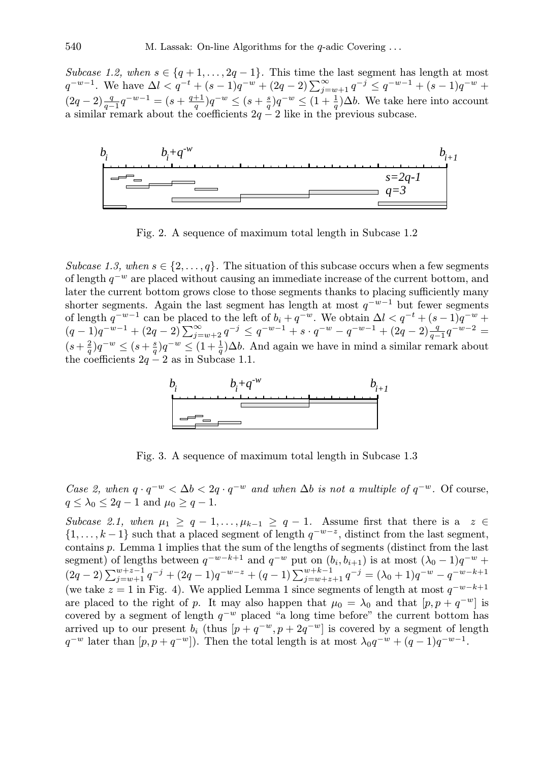*Subcase 1.2, when $s \in \{q+1, \ldots, 2q-1\}$.* This time the last segment has length at most $q^{-w-1}$. We have $\Delta l < q^{-t} + (s-1)q^{-w} + (2q-2)\sum_{j=w+1}^{\infty} q^{-j} \leq q^{-w-1} + (s-1)q^{-w} + (2q-2)\frac{q}{q-1}q^{-w-1} = (s + \frac{q+1}{q})q^{-w} \leq (s + \frac{s}{q})q^{-w} \leq (1 + \frac{1}{q})\Delta b$. We take here into account a similar remark about the coefficients $2q-2$ like in the previous subcase.

Fig. 2. A sequence of maximum total length in Subcase 1.2

*Subcase 1.3, when $s \in \{2, \ldots, q\}$.* The situation of this subcase occurs when a few segments of length $q^{-w}$ are placed without causing an immediate increase of the current bottom, and later the current bottom grows close to those segments thanks to placing sufficiently many shorter segments. Again the last segment has length at most $q^{-w-1}$ but fewer segments of length $q^{-w-1}$ can be placed to the left of $b_i + q^{-w}$. We obtain $\Delta l < q^{-t} + (s-1)q^{-w} + (q-1)q^{-w-1} + (2q-2)\sum_{j=w+2}^{\infty} q^{-j} \leq q^{-w-1} + s \cdot q^{-w} - q^{-w-1} + (2q-2)\frac{q}{q-1}q^{-w-2} = (s + \frac{2}{q})q^{-w} \leq (s + \frac{s}{q})q^{-w} \leq (1 + \frac{1}{q})\Delta b$. And again we have in mind a similar remark about the coefficients $2q-2$ as in Subcase 1.1.

Fig. 3. A sequence of maximum total length in Subcase 1.3

*Case 2, when $q \cdot q^{-w} < \Delta b < 2q \cdot q^{-w}$ and when $\Delta b$ is not a multiple of $q^{-w}$.* Of course, $q \leq \lambda_0 \leq 2q-1$ and $\mu_0 \geq q-1$.

*Subcase 2.1, when $\mu_1 \geq q-1, \ldots, \mu_{k-1} \geq q-1$.* Assume first that there is a $z \in \{1, \ldots, k-1\}$ such that a placed segment of length $q^{-w-z}$, distinct from the last segment, contains $p$. Lemma 1 implies that the sum of the lengths of segments (distinct from the last segment) of lengths between $q^{-w-k+1}$ and $q^{-w}$ put on $(b_i, b_{i+1})$ is at most $(\lambda_0 - 1)q^{-w} + (2q-2)\sum_{j=w+1}^{w+z-1} q^{-j} + (2q-1)q^{-w-z} + (q-1)\sum_{j=w+z+1}^{w+k-1} q^{-j} = (\lambda_0 + 1)q^{-w} - q^{-w-k+1}$ (we take $z = 1$ in Fig. 4). We applied Lemma 1 since segments of length at most $q^{-w-k+1}$ are placed to the right of $p$. It may also happen that $\mu_0 = \lambda_0$ and that $[p, p + q^{-w}]$ is covered by a segment of length $q^{-w}$ placed "a long time before" the current bottom has arrived up to our present $b_i$ (thus $[p + q^{-w}, p + 2q^{-w}]$ is covered by a segment of length $q^{-w}$ later than $[p, p + q^{-w}]$). Then the total length is at most $\lambda_0 q^{-w} + (q-1)q^{-w-1}$.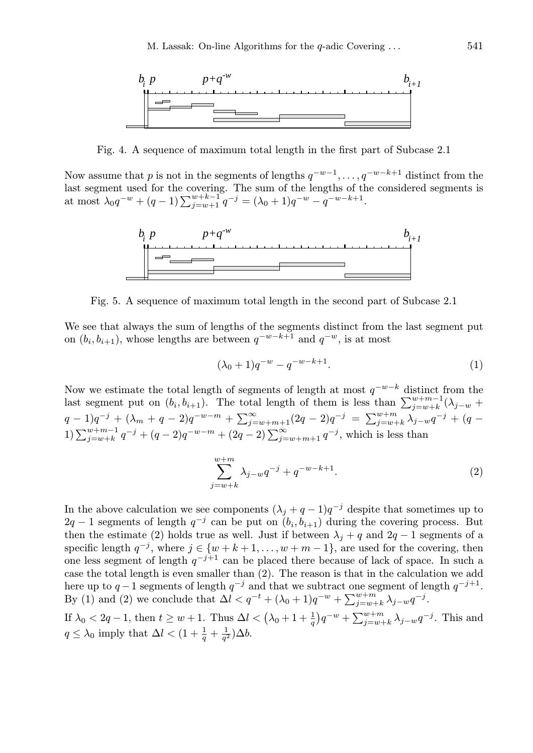Fig. 4. A sequence of maximum total length in the first part of Subcase 2.1

Now assume that $p$ is not in the segments of lengths $q^{-w-1}, \ldots, q^{-w-k+1}$ distinct from the last segment used for the covering. The sum of the lengths of the considered segments is at most $\lambda_0 q^{-w} + (q-1)\sum_{j=w+1}^{w+k-1} q^{-j} = (\lambda_0+1)q^{-w} - q^{-w-k+1}$.

Fig. 5. A sequence of maximum total length in the second part of Subcase 2.1

We see that always the sum of lengths of the segments distinct from the last segment put on $(b_i, b_{i+1})$, whose lengths are between $q^{-w-k+1}$ and $q^{-w}$, is at most

$$(\lambda_0+1)q^{-w} - q^{-w-k+1}. \tag{1}$$

Now we estimate the total length of segments of length at most $q^{-w-k}$ distinct from the last segment put on $(b_i, b_{i+1})$. The total length of them is less than $\sum_{j=w+k}^{w+m-1}(\lambda_{j-w} + q - 1)q^{-j} + (\lambda_m + q - 2)q^{-w-m} + \sum_{j=w+m+1}^{\infty}(2q-2)q^{-j} = \sum_{j=w+k}^{w+m} \lambda_{j-w} q^{-j} + (q-1)\sum_{j=w+k}^{w+m-1} q^{-j} + (q-2)q^{-w-m} + (2q-2)\sum_{j=w+m+1}^{\infty} q^{-j}$, which is less than

$$\sum_{j=w+k}^{w+m} \lambda_{j-w} q^{-j} + q^{-w-k+1}. \tag{2}$$

In the above calculation we see components $(\lambda_j + q - 1)q^{-j}$ despite that sometimes up to $2q-1$ segments of length $q^{-j}$ can be put on $(b_i, b_{i+1})$ during the covering process. But then the estimate (2) holds true as well. Just if between $\lambda_j + q$ and $2q-1$ segments of a specific length $q^{-j}$, where $j \in \{w+k+1, \ldots, w+m-1\}$, are used for the covering, then one less segment of length $q^{-j+1}$ can be placed there because of lack of space. In such a case the total length is even smaller than (2). The reason is that in the calculation we add here up to $q-1$ segments of length $q^{-j}$ and that we subtract one segment of length $q^{-j+1}$. By (1) and (2) we conclude that $\Delta l < q^{-t} + (\lambda_0+1)q^{-w} + \sum_{j=w+k}^{w+m} \lambda_{j-w} q^{-j}$.

If $\lambda_0 < 2q-1$, then $t \geq w+1$. Thus $\Delta l < \left(\lambda_0 + 1 + \frac{1}{q}\right)q^{-w} + \sum_{j=w+k}^{w+m} \lambda_{j-w} q^{-j}$. This and $q \leq \lambda_0$ imply that $\Delta l < (1 + \frac{1}{q} + \frac{1}{q^2})\Delta b$.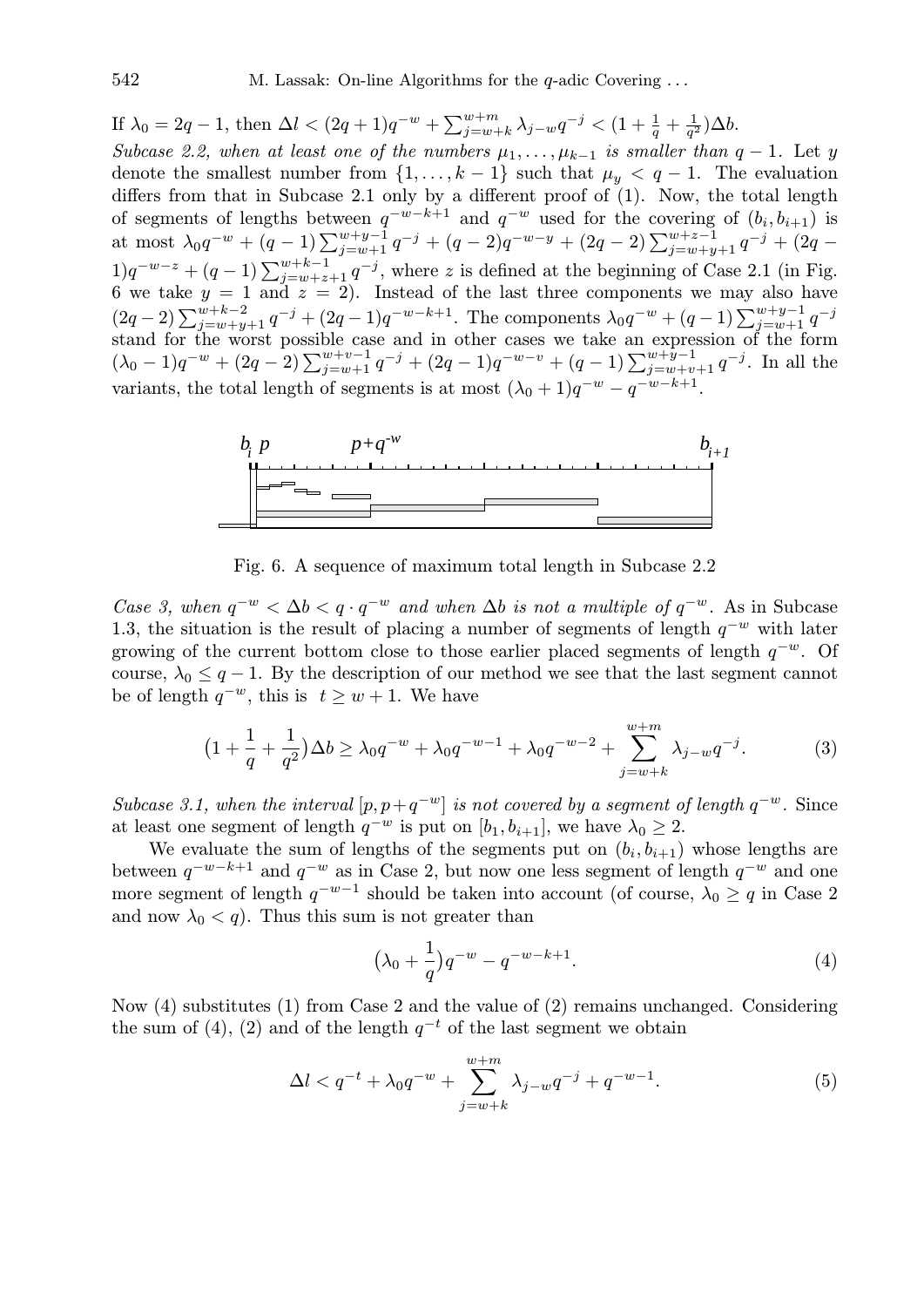If $\lambda_0 = 2q-1$, then $\Delta l < (2q+1)q^{-w} + \sum_{j=w+k}^{w+m} \lambda_{j-w} q^{-j} < (1+\frac{1}{q}+\frac{1}{q^2})\Delta b$.

*Subcase 2.2, when at least one of the numbers $\mu_1, \ldots, \mu_{k-1}$ is smaller than $q-1$.* Let $y$ denote the smallest number from $\{1, \ldots, k-1\}$ such that $\mu_y < q-1$. The evaluation differs from that in Subcase 2.1 only by a different proof of (1). Now, the total length of segments of lengths between $q^{-w-k+1}$ and $q^{-w}$ used for the covering of $(b_i, b_{i+1})$ is at most $\lambda_0 q^{-w} + (q-1)\sum_{j=w+1}^{w+y-1} q^{-j} + (q-2)q^{-w-y} + (2q-2)\sum_{j=w+y+1}^{w+z-1} q^{-j} + (2q-1)q^{-w-z} + (q-1)\sum_{j=w+z+1}^{w+k-1} q^{-j}$, where $z$ is defined at the beginning of Case 2.1 (in Fig. 6 we take $y=1$ and $z=2$). Instead of the last three components we may also have $(2q-2)\sum_{j=w+y+1}^{w+k-2} q^{-j} + (2q-1)q^{-w-k+1}$. The components $\lambda_0 q^{-w} + (q-1)\sum_{j=w+1}^{w+y-1} q^{-j}$ stand for the worst possible case and in other cases we take an expression of the form $(\lambda_0 - 1)q^{-w} + (2q-2)\sum_{j=w+1}^{w+v-1} q^{-j} + (2q-1)q^{-w-v} + (q-1)\sum_{j=w+v+1}^{w+y-1} q^{-j}$. In all the variants, the total length of segments is at most $(\lambda_0+1)q^{-w} - q^{-w-k+1}$.

Fig. 6. A sequence of maximum total length in Subcase 2.2

*Case 3, when $q^{-w} < \Delta b < q \cdot q^{-w}$ and when $\Delta b$ is not a multiple of $q^{-w}$.* As in Subcase 1.3, the situation is the result of placing a number of segments of length $q^{-w}$ with later growing of the current bottom close to those earlier placed segments of length $q^{-w}$. Of course, $\lambda_0 \leq q-1$. By the description of our method we see that the last segment cannot be of length $q^{-w}$, this is $t \geq w+1$. We have

$$\big(1 + \frac{1}{q} + \frac{1}{q^2}\big)\Delta b \geq \lambda_0 q^{-w} + \lambda_0 q^{-w-1} + \lambda_0 q^{-w-2} + \sum_{j=w+k}^{w+m} \lambda_{j-w} q^{-j}. \tag{3}$$

*Subcase 3.1, when the interval $[p, p+q^{-w}]$ is not covered by a segment of length $q^{-w}$.* Since at least one segment of length $q^{-w}$ is put on $[b_1, b_{i+1}]$, we have $\lambda_0 \geq 2$.

We evaluate the sum of lengths of the segments put on $(b_i, b_{i+1})$ whose lengths are between $q^{-w-k+1}$ and $q^{-w}$ as in Case 2, but now one less segment of length $q^{-w}$ and one more segment of length $q^{-w-1}$ should be taken into account (of course, $\lambda_0 \geq q$ in Case 2 and now $\lambda_0 < q$). Thus this sum is not greater than

$$\big(\lambda_0 + \frac{1}{q}\big)q^{-w} - q^{-w-k+1}. \tag{4}$$

Now (4) substitutes (1) from Case 2 and the value of (2) remains unchanged. Considering the sum of (4), (2) and of the length $q^{-t}$ of the last segment we obtain

$$\Delta l < q^{-t} + \lambda_0 q^{-w} + \sum_{j=w+k}^{w+m} \lambda_{j-w} q^{-j} + q^{-w-1}. \tag{5}$$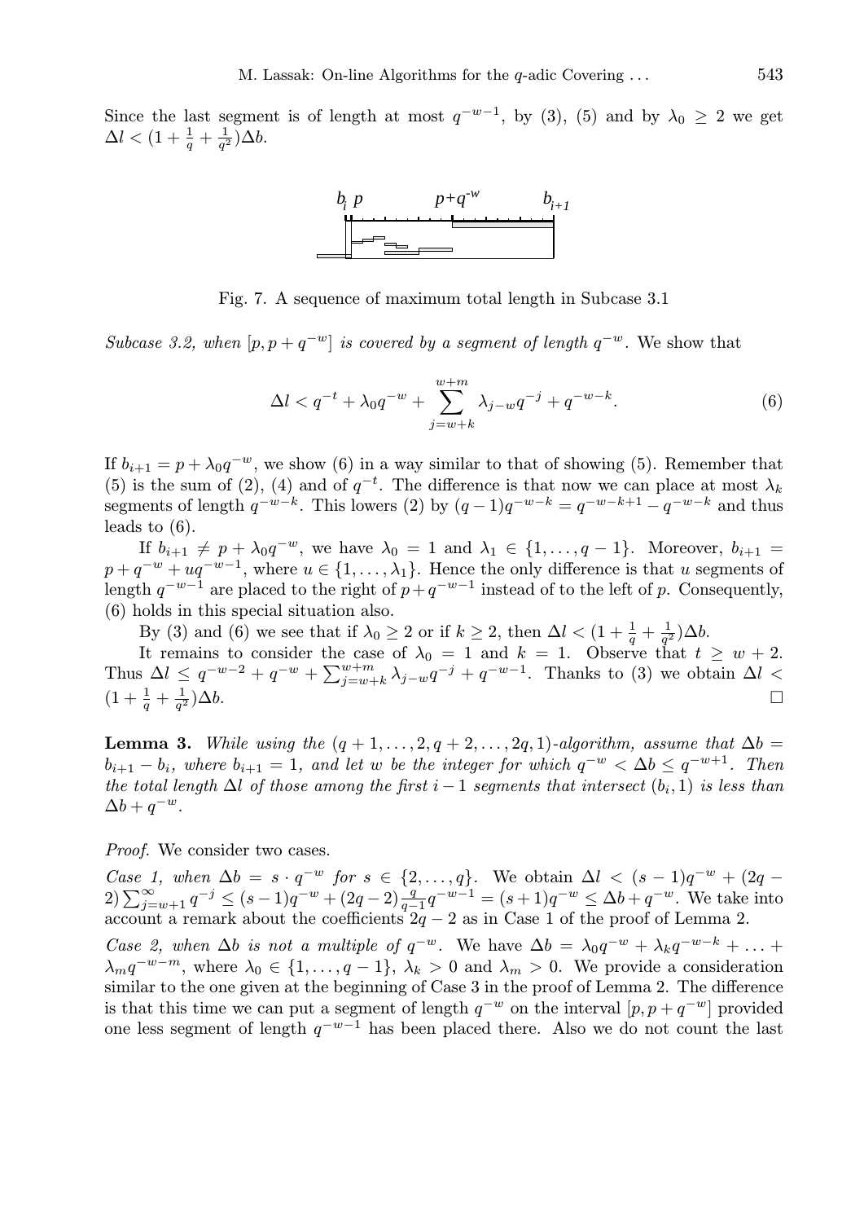Since the last segment is of length at most $q^{-w-1}$, by (3), (5) and by $\lambda_0 \geq 2$ we get $\Delta l < (1 + \frac{1}{q} + \frac{1}{q^2})\Delta b$.

Fig. 7. A sequence of maximum total length in Subcase 3.1

*Subcase 3.2, when $[p, p + q^{-w}]$ is covered by a segment of length $q^{-w}$.* We show that

$$\Delta l < q^{-t} + \lambda_0 q^{-w} + \sum_{j=w+k}^{w+m} \lambda_{j-w} q^{-j} + q^{-w-k}. \tag{6}$$

If $b_{i+1} = p + \lambda_0 q^{-w}$, we show (6) in a way similar to that of showing (5). Remember that (5) is the sum of (2), (4) and of $q^{-t}$. The difference is that now we can place at most $\lambda_k$ segments of length $q^{-w-k}$. This lowers (2) by $(q-1)q^{-w-k} = q^{-w-k+1} - q^{-w-k}$ and thus leads to (6).

If $b_{i+1} \neq p + \lambda_0 q^{-w}$, we have $\lambda_0 = 1$ and $\lambda_1 \in \{1, \dots, q-1\}$. Moreover, $b_{i+1} = p + q^{-w} + uq^{-w-1}$, where $u \in \{1, \dots, \lambda_1\}$. Hence the only difference is that $u$ segments of length $q^{-w-1}$ are placed to the right of $p + q^{-w-1}$ instead of to the left of $p$. Consequently, (6) holds in this special situation also.

By (3) and (6) we see that if $\lambda_0 \geq 2$ or if $k \geq 2$, then $\Delta l < (1 + \frac{1}{q} + \frac{1}{q^2})\Delta b$.

It remains to consider the case of $\lambda_0 = 1$ and $k = 1$. Observe that $t \geq w + 2$. Thus $\Delta l \leq q^{-w-2} + q^{-w} + \sum_{j=w+k}^{w+m} \lambda_{j-w} q^{-j} + q^{-w-1}$. Thanks to (3) we obtain $\Delta l < (1 + \frac{1}{q} + \frac{1}{q^2})\Delta b$. □

**Lemma 3.** *While using the $(q+1, \dots, 2, q+2, \dots, 2q, 1)$-algorithm, assume that $\Delta b = b_{i+1} - b_i$, where $b_{i+1} = 1$, and let $w$ be the integer for which $q^{-w} < \Delta b \leq q^{-w+1}$. Then the total length $\Delta l$ of those among the first $i-1$ segments that intersect $(b_i, 1)$ is less than $\Delta b + q^{-w}$.*

*Proof.* We consider two cases.

*Case 1, when $\Delta b = s \cdot q^{-w}$ for $s \in \{2, \dots, q\}$.* We obtain $\Delta l < (s-1)q^{-w} + (2q-2)\sum_{j=w+1}^{\infty} q^{-j} \leq (s-1)q^{-w} + (2q-2)\frac{q}{q-1}q^{-w-1} = (s+1)q^{-w} \leq \Delta b + q^{-w}$. We take into account a remark about the coefficients $2q-2$ as in Case 1 of the proof of Lemma 2.

*Case 2, when $\Delta b$ is not a multiple of $q^{-w}$.* We have $\Delta b = \lambda_0 q^{-w} + \lambda_k q^{-w-k} + \dots + \lambda_m q^{-w-m}$, where $\lambda_0 \in \{1, \dots, q-1\}$, $\lambda_k > 0$ and $\lambda_m > 0$. We provide a consideration similar to the one given at the beginning of Case 3 in the proof of Lemma 2. The difference is that this time we can put a segment of length $q^{-w}$ on the interval $[p, p + q^{-w}]$ provided one less segment of length $q^{-w-1}$ has been placed there. Also we do not count the last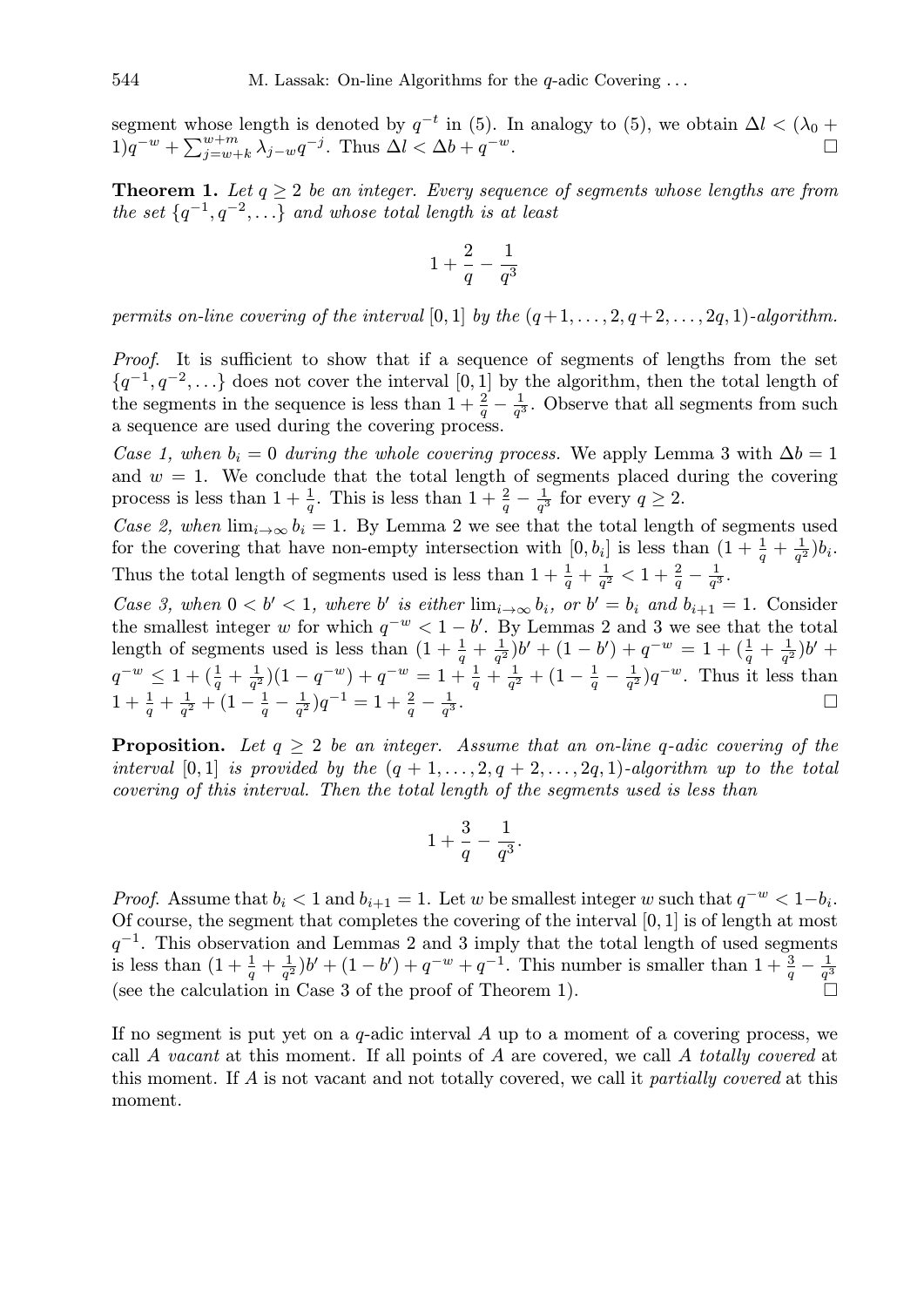segment whose length is denoted by $q^{-t}$ in (5). In analogy to (5), we obtain $\Delta l < (\lambda_0 + 1)q^{-w} + \sum_{j=w+k}^{w+m} \lambda_{j-w} q^{-j}$. Thus $\Delta l < \Delta b + q^{-w}$. □

**Theorem 1.** *Let $q \geq 2$ be an integer. Every sequence of segments whose lengths are from the set $\{q^{-1}, q^{-2}, \dots\}$ and whose total length is at least*

$$1 + \frac{2}{q} - \frac{1}{q^3}$$

*permits on-line covering of the interval $[0, 1]$ by the $(q+1, \dots, 2, q+2, \dots, 2q, 1)$-algorithm.*

*Proof.* It is sufficient to show that if a sequence of segments of lengths from the set $\{q^{-1}, q^{-2}, \dots\}$ does not cover the interval $[0, 1]$ by the algorithm, then the total length of the segments in the sequence is less than $1 + \frac{2}{q} - \frac{1}{q^3}$. Observe that all segments from such a sequence are used during the covering process.

*Case 1, when $b_i = 0$ during the whole covering process.* We apply Lemma 3 with $\Delta b = 1$ and $w = 1$. We conclude that the total length of segments placed during the covering process is less than $1 + \frac{1}{q}$. This is less than $1 + \frac{2}{q} - \frac{1}{q^3}$ for every $q \geq 2$.

*Case 2, when $\lim_{i\to\infty} b_i = 1$.* By Lemma 2 we see that the total length of segments used for the covering that have non-empty intersection with $[0, b_i]$ is less than $(1 + \frac{1}{q} + \frac{1}{q^2})b_i$. Thus the total length of segments used is less than $1 + \frac{1}{q} + \frac{1}{q^2} < 1 + \frac{2}{q} - \frac{1}{q^3}$.

*Case 3, when $0 < b' < 1$, where $b'$ is either $\lim_{i\to\infty} b_i$, or $b' = b_i$ and $b_{i+1} = 1$.* Consider the smallest integer $w$ for which $q^{-w} < 1 - b'$. By Lemmas 2 and 3 we see that the total length of segments used is less than $(1 + \frac{1}{q} + \frac{1}{q^2})b' + (1 - b') + q^{-w} = 1 + (\frac{1}{q} + \frac{1}{q^2})b' + q^{-w} \leq 1 + (\frac{1}{q} + \frac{1}{q^2})(1 - q^{-w}) + q^{-w} = 1 + \frac{1}{q} + \frac{1}{q^2} + (1 - \frac{1}{q} - \frac{1}{q^2})q^{-w}$. Thus it less than $1 + \frac{1}{q} + \frac{1}{q^2} + (1 - \frac{1}{q} - \frac{1}{q^2})q^{-1} = 1 + \frac{2}{q} - \frac{1}{q^3}$. □

**Proposition.** *Let $q \geq 2$ be an integer. Assume that an on-line $q$-adic covering of the interval $[0, 1]$ is provided by the $(q + 1, \dots, 2, q + 2, \dots, 2q, 1)$-algorithm up to the total covering of this interval. Then the total length of the segments used is less than*

$$1 + \frac{3}{q} - \frac{1}{q^3}.$$

*Proof.* Assume that $b_i < 1$ and $b_{i+1} = 1$. Let $w$ be smallest integer $w$ such that $q^{-w} < 1 - b_i$. Of course, the segment that completes the covering of the interval $[0, 1]$ is of length at most $q^{-1}$. This observation and Lemmas 2 and 3 imply that the total length of used segments is less than $(1 + \frac{1}{q} + \frac{1}{q^2})b' + (1 - b') + q^{-w} + q^{-1}$. This number is smaller than $1 + \frac{3}{q} - \frac{1}{q^3}$ (see the calculation in Case 3 of the proof of Theorem 1). □

If no segment is put yet on a $q$-adic interval $A$ up to a moment of a covering process, we call $A$ *vacant* at this moment. If all points of $A$ are covered, we call $A$ *totally covered* at this moment. If $A$ is not vacant and not totally covered, we call it *partially covered* at this moment.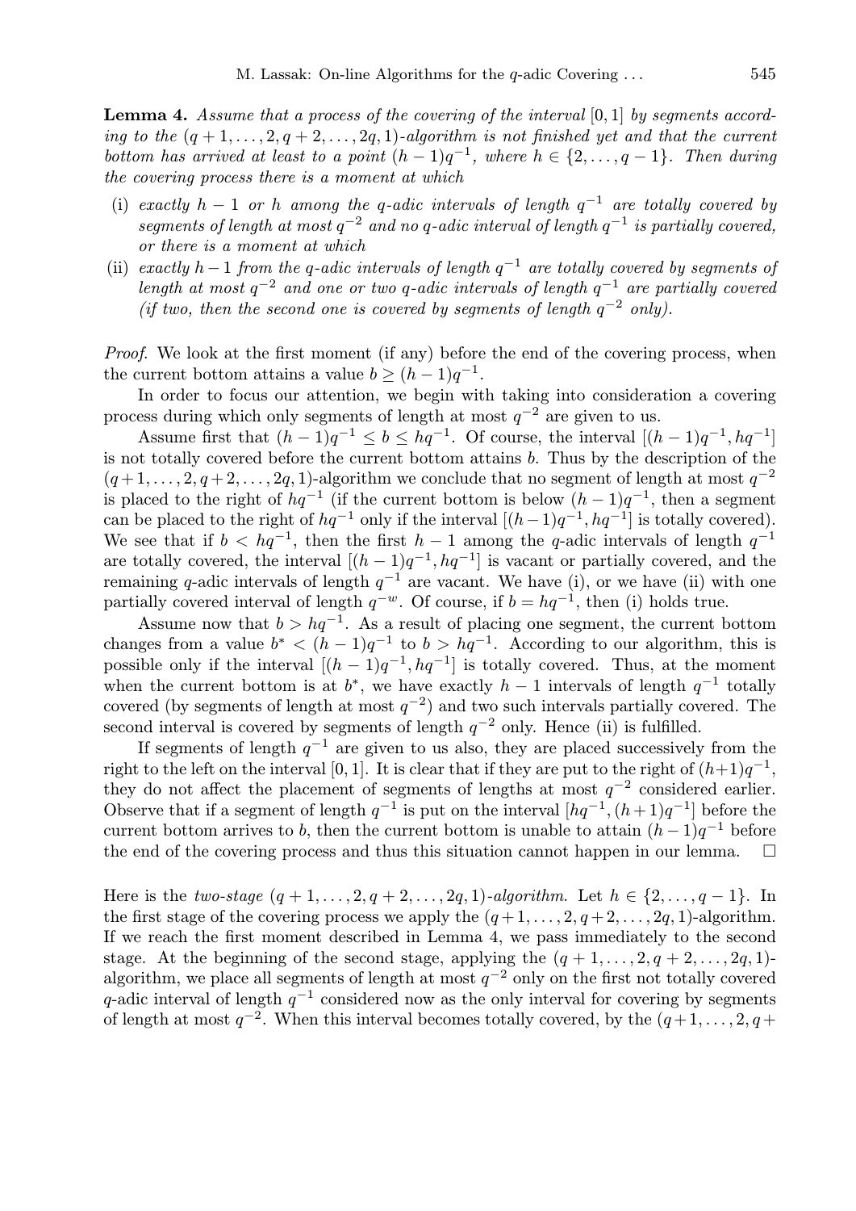**Lemma 4.** *Assume that a process of the covering of the interval $[0,1]$ by segments according to the $(q+1,\dots,2,q+2,\dots,2q,1)$-algorithm is not finished yet and that the current bottom has arrived at least to a point $(h-1)q^{-1}$, where $h \in \{2,\dots,q-1\}$. Then during the covering process there is a moment at which*

- (i) *exactly $h-1$ or $h$ among the $q$-adic intervals of length $q^{-1}$ are totally covered by segments of length at most $q^{-2}$ and no $q$-adic interval of length $q^{-1}$ is partially covered, or there is a moment at which*
- (ii) *exactly $h-1$ from the $q$-adic intervals of length $q^{-1}$ are totally covered by segments of length at most $q^{-2}$ and one or two $q$-adic intervals of length $q^{-1}$ are partially covered (if two, then the second one is covered by segments of length $q^{-2}$ only).*

*Proof.* We look at the first moment (if any) before the end of the covering process, when the current bottom attains a value $b \geq (h-1)q^{-1}$.

In order to focus our attention, we begin with taking into consideration a covering process during which only segments of length at most $q^{-2}$ are given to us.

Assume first that $(h-1)q^{-1} \leq b \leq hq^{-1}$. Of course, the interval $[(h-1)q^{-1}, hq^{-1}]$ is not totally covered before the current bottom attains $b$. Thus by the description of the $(q+1,\dots,2,q+2,\dots,2q,1)$-algorithm we conclude that no segment of length at most $q^{-2}$ is placed to the right of $hq^{-1}$ (if the current bottom is below $(h-1)q^{-1}$, then a segment can be placed to the right of $hq^{-1}$ only if the interval $[(h-1)q^{-1}, hq^{-1}]$ is totally covered). We see that if $b < hq^{-1}$, then the first $h-1$ among the $q$-adic intervals of length $q^{-1}$ are totally covered, the interval $[(h-1)q^{-1}, hq^{-1}]$ is vacant or partially covered, and the remaining $q$-adic intervals of length $q^{-1}$ are vacant. We have (i), or we have (ii) with one partially covered interval of length $q^{-w}$. Of course, if $b = hq^{-1}$, then (i) holds true.

Assume now that $b > hq^{-1}$. As a result of placing one segment, the current bottom changes from a value $b^* < (h-1)q^{-1}$ to $b > hq^{-1}$. According to our algorithm, this is possible only if the interval $[(h-1)q^{-1}, hq^{-1}]$ is totally covered. Thus, at the moment when the current bottom is at $b^*$, we have exactly $h-1$ intervals of length $q^{-1}$ totally covered (by segments of length at most $q^{-2}$) and two such intervals partially covered. The second interval is covered by segments of length $q^{-2}$ only. Hence (ii) is fulfilled.

If segments of length $q^{-1}$ are given to us also, they are placed successively from the right to the left on the interval $[0,1]$. It is clear that if they are put to the right of $(h+1)q^{-1}$, they do not affect the placement of segments of lengths at most $q^{-2}$ considered earlier. Observe that if a segment of length $q^{-1}$ is put on the interval $[hq^{-1}, (h+1)q^{-1}]$ before the current bottom arrives to $b$, then the current bottom is unable to attain $(h-1)q^{-1}$ before the end of the covering process and thus this situation cannot happen in our lemma. $\square$

Here is the *two-stage $(q+1,\dots,2,q+2,\dots,2q,1)$-algorithm*. Let $h \in \{2,\dots,q-1\}$. In the first stage of the covering process we apply the $(q+1,\dots,2,q+2,\dots,2q,1)$-algorithm. If we reach the first moment described in Lemma 4, we pass immediately to the second stage. At the beginning of the second stage, applying the $(q+1,\dots,2,q+2,\dots,2q,1)$-algorithm, we place all segments of length at most $q^{-2}$ only on the first not totally covered $q$-adic interval of length $q^{-1}$ considered now as the only interval for covering by segments of length at most $q^{-2}$. When this interval becomes totally covered, by the $(q+1,\dots,2,q+$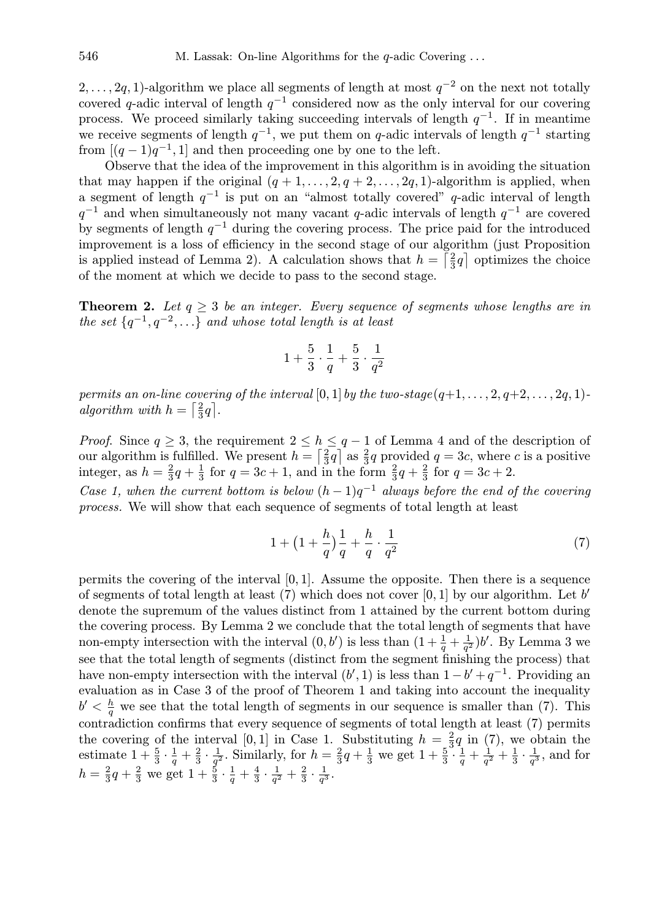$2, \dots, 2q, 1)$-algorithm we place all segments of length at most $q^{-2}$ on the next not totally covered $q$-adic interval of length $q^{-1}$ considered now as the only interval for our covering process. We proceed similarly taking succeeding intervals of length $q^{-1}$. If in meantime we receive segments of length $q^{-1}$, we put them on $q$-adic intervals of length $q^{-1}$ starting from $[(q-1)q^{-1}, 1]$ and then proceeding one by one to the left.

Observe that the idea of the improvement in this algorithm is in avoiding the situation that may happen if the original $(q+1, \dots, 2, q+2, \dots, 2q, 1)$-algorithm is applied, when a segment of length $q^{-1}$ is put on an "almost totally covered" $q$-adic interval of length $q^{-1}$ and when simultaneously not many vacant $q$-adic intervals of length $q^{-1}$ are covered by segments of length $q^{-1}$ during the covering process. The price paid for the introduced improvement is a loss of efficiency in the second stage of our algorithm (just Proposition is applied instead of Lemma 2). A calculation shows that $h = \lceil \frac{2}{3}q \rceil$ optimizes the choice of the moment at which we decide to pass to the second stage.

**Theorem 2.** *Let $q \geq 3$ be an integer. Every sequence of segments whose lengths are in the set $\{q^{-1}, q^{-2}, \dots\}$ and whose total length is at least*

$$1 + \frac{5}{3} \cdot \frac{1}{q} + \frac{5}{3} \cdot \frac{1}{q^2}$$

*permits an on-line covering of the interval $[0, 1]$ by the two-stage$(q+1, \dots, 2, q+2, \dots, 2q, 1)$-algorithm with $h = \lceil \frac{2}{3}q \rceil$.*

*Proof.* Since $q \geq 3$, the requirement $2 \leq h \leq q-1$ of Lemma 4 and of the description of our algorithm is fulfilled. We present $h = \lceil \frac{2}{3}q \rceil$ as $\frac{2}{3}q$ provided $q = 3c$, where $c$ is a positive integer, as $h = \frac{2}{3}q + \frac{1}{3}$ for $q = 3c+1$, and in the form $\frac{2}{3}q + \frac{2}{3}$ for $q = 3c+2$.

*Case 1, when the current bottom is below $(h-1)q^{-1}$ always before the end of the covering process.* We will show that each sequence of segments of total length at least

$$1 + \big(1 + \frac{h}{q}\big)\frac{1}{q} + \frac{h}{q} \cdot \frac{1}{q^2} \tag{7}$$

permits the covering of the interval $[0, 1]$. Assume the opposite. Then there is a sequence of segments of total length at least (7) which does not cover $[0, 1]$ by our algorithm. Let $b'$ denote the supremum of the values distinct from 1 attained by the current bottom during the covering process. By Lemma 2 we conclude that the total length of segments that have non-empty intersection with the interval $(0, b')$ is less than $(1 + \frac{1}{q} + \frac{1}{q^2})b'$. By Lemma 3 we see that the total length of segments (distinct from the segment finishing the process) that have non-empty intersection with the interval $(b', 1)$ is less than $1 - b' + q^{-1}$. Providing an evaluation as in Case 3 of the proof of Theorem 1 and taking into account the inequality $b' < \frac{h}{q}$ we see that the total length of segments in our sequence is smaller than (7). This contradiction confirms that every sequence of segments of total length at least (7) permits the covering of the interval $[0, 1]$ in Case 1. Substituting $h = \frac{2}{3}q$ in (7), we obtain the estimate $1 + \frac{5}{3} \cdot \frac{1}{q} + \frac{2}{3} \cdot \frac{1}{q^2}$. Similarly, for $h = \frac{2}{3}q + \frac{1}{3}$ we get $1 + \frac{5}{3} \cdot \frac{1}{q} + \frac{1}{q^2} + \frac{1}{3} \cdot \frac{1}{q^3}$, and for $h = \frac{2}{3}q + \frac{2}{3}$ we get $1 + \frac{5}{3} \cdot \frac{1}{q} + \frac{4}{3} \cdot \frac{1}{q^2} + \frac{2}{3} \cdot \frac{1}{q^3}$.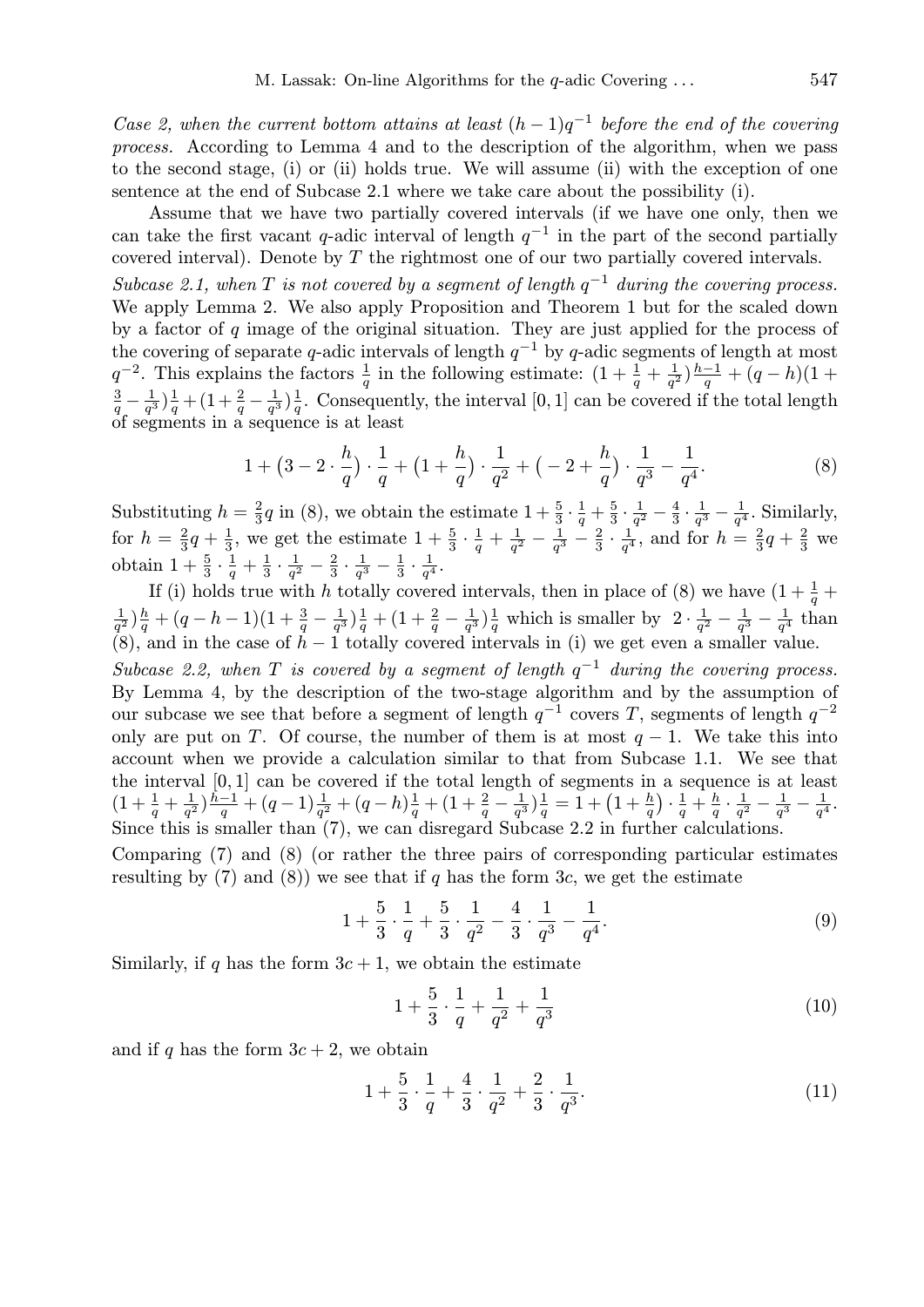*Case 2, when the current bottom attains at least $(h-1)q^{-1}$ before the end of the covering process.* According to Lemma 4 and to the description of the algorithm, when we pass to the second stage, (i) or (ii) holds true. We will assume (ii) with the exception of one sentence at the end of Subcase 2.1 where we take care about the possibility (i).

Assume that we have two partially covered intervals (if we have one only, then we can take the first vacant $q$-adic interval of length $q^{-1}$ in the part of the second partially covered interval). Denote by $T$ the rightmost one of our two partially covered intervals.

*Subcase 2.1, when $T$ is not covered by a segment of length $q^{-1}$ during the covering process.* We apply Lemma 2. We also apply Proposition and Theorem 1 but for the scaled down by a factor of $q$ image of the original situation. They are just applied for the process of the covering of separate $q$-adic intervals of length $q^{-1}$ by $q$-adic segments of length at most $q^{-2}$. This explains the factors $\frac{1}{q}$ in the following estimate: $(1+\frac{1}{q}+\frac{1}{q^2})\frac{h-1}{q}+(q-h)(1+\frac{3}{q}-\frac{1}{q^3})\frac{1}{q}+(1+\frac{2}{q}-\frac{1}{q^3})\frac{1}{q}$. Consequently, the interval $[0,1]$ can be covered if the total length of segments in a sequence is at least

$$1+\big(3-2\cdot\frac{h}{q}\big)\cdot\frac{1}{q}+\big(1+\frac{h}{q}\big)\cdot\frac{1}{q^2}+\big(-2+\frac{h}{q}\big)\cdot\frac{1}{q^3}-\frac{1}{q^4}. \tag{8}$$

Substituting $h=\frac{2}{3}q$ in (8), we obtain the estimate $1+\frac{5}{3}\cdot\frac{1}{q}+\frac{5}{3}\cdot\frac{1}{q^2}-\frac{4}{3}\cdot\frac{1}{q^3}-\frac{1}{q^4}$. Similarly, for $h=\frac{2}{3}q+\frac{1}{3}$, we get the estimate $1+\frac{5}{3}\cdot\frac{1}{q}+\frac{1}{q^2}-\frac{1}{q^3}-\frac{2}{3}\cdot\frac{1}{q^4}$, and for $h=\frac{2}{3}q+\frac{2}{3}$ we obtain $1+\frac{5}{3}\cdot\frac{1}{q}+\frac{1}{3}\cdot\frac{1}{q^2}-\frac{2}{3}\cdot\frac{1}{q^3}-\frac{1}{3}\cdot\frac{1}{q^4}$.

If (i) holds true with $h$ totally covered intervals, then in place of (8) we have $(1+\frac{1}{q}+\frac{1}{q^2})\frac{h}{q}+(q-h-1)(1+\frac{3}{q}-\frac{1}{q^3})\frac{1}{q}+(1+\frac{2}{q}-\frac{1}{q^3})\frac{1}{q}$ which is smaller by $2\cdot\frac{1}{q^2}-\frac{1}{q^3}-\frac{1}{q^4}$ than (8), and in the case of $h-1$ totally covered intervals in (i) we get even a smaller value.

*Subcase 2.2, when $T$ is covered by a segment of length $q^{-1}$ during the covering process.* By Lemma 4, by the description of the two-stage algorithm and by the assumption of our subcase we see that before a segment of length $q^{-1}$ covers $T$, segments of length $q^{-2}$ only are put on $T$. Of course, the number of them is at most $q-1$. We take this into account when we provide a calculation similar to that from Subcase 1.1. We see that the interval $[0,1]$ can be covered if the total length of segments in a sequence is at least $(1+\frac{1}{q}+\frac{1}{q^2})\frac{h-1}{q}+(q-1)\frac{1}{q^2}+(q-h)\frac{1}{q}+(1+\frac{2}{q}-\frac{1}{q^3})\frac{1}{q}=1+\big(1+\frac{h}{q}\big)\cdot\frac{1}{q}+\frac{h}{q}\cdot\frac{1}{q^2}-\frac{1}{q^3}-\frac{1}{q^4}$. Since this is smaller than (7), we can disregard Subcase 2.2 in further calculations.

Comparing (7) and (8) (or rather the three pairs of corresponding particular estimates resulting by (7) and (8)) we see that if $q$ has the form $3c$, we get the estimate

$$1+\frac{5}{3}\cdot\frac{1}{q}+\frac{5}{3}\cdot\frac{1}{q^2}-\frac{4}{3}\cdot\frac{1}{q^3}-\frac{1}{q^4}. \tag{9}$$

Similarly, if $q$ has the form $3c+1$, we obtain the estimate

$$1+\frac{5}{3}\cdot\frac{1}{q}+\frac{1}{q^2}+\frac{1}{q^3} \tag{10}$$

and if $q$ has the form $3c+2$, we obtain

$$1+\frac{5}{3}\cdot\frac{1}{q}+\frac{4}{3}\cdot\frac{1}{q^2}+\frac{2}{3}\cdot\frac{1}{q^3}. \tag{11}$$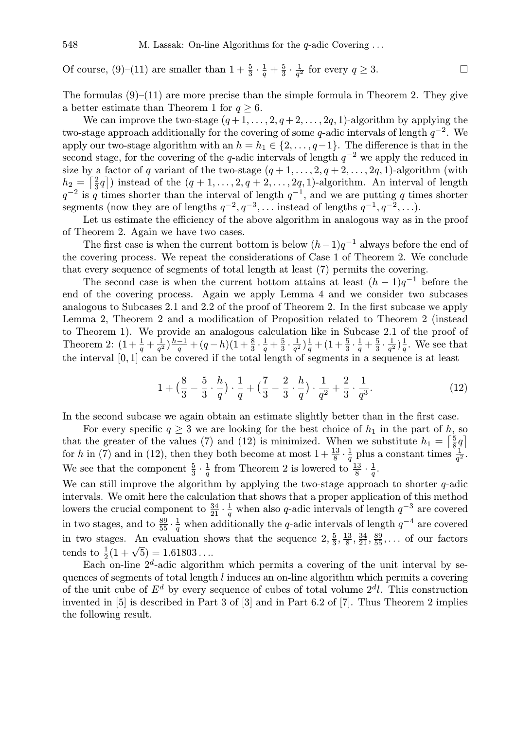Of course, (9)–(11) are smaller than $1 + \frac{5}{3} \cdot \frac{1}{q} + \frac{5}{3} \cdot \frac{1}{q^2}$ for every $q \geq 3$. $\square$

The formulas (9)–(11) are more precise than the simple formula in Theorem 2. They give a better estimate than Theorem 1 for $q \geq 6$.

We can improve the two-stage $(q+1, \ldots, 2, q+2, \ldots, 2q, 1)$-algorithm by applying the two-stage approach additionally for the covering of some $q$-adic intervals of length $q^{-2}$. We apply our two-stage algorithm with an $h = h_1 \in \{2, \ldots, q-1\}$. The difference is that in the second stage, for the covering of the $q$-adic intervals of length $q^{-2}$ we apply the reduced in size by a factor of $q$ variant of the two-stage $(q+1, \ldots, 2, q+2, \ldots, 2q, 1)$-algorithm (with $h_2 = \lceil \frac{2}{3} q \rceil$) instead of the $(q+1, \ldots, 2, q+2, \ldots, 2q, 1)$-algorithm. An interval of length $q^{-2}$ is $q$ times shorter than the interval of length $q^{-1}$, and we are putting $q$ times shorter segments (now they are of lengths $q^{-2}, q^{-3}, \ldots$ instead of lengths $q^{-1}, q^{-2}, \ldots$).

Let us estimate the efficiency of the above algorithm in analogous way as in the proof of Theorem 2. Again we have two cases.

The first case is when the current bottom is below $(h-1)q^{-1}$ always before the end of the covering process. We repeat the considerations of Case 1 of Theorem 2. We conclude that every sequence of segments of total length at least (7) permits the covering.

The second case is when the current bottom attains at least $(h-1)q^{-1}$ before the end of the covering process. Again we apply Lemma 4 and we consider two subcases analogous to Subcases 2.1 and 2.2 of the proof of Theorem 2. In the first subcase we apply Lemma 2, Theorem 2 and a modification of Proposition related to Theorem 2 (instead to Theorem 1). We provide an analogous calculation like in Subcase 2.1 of the proof of Theorem 2: $(1 + \frac{1}{q} + \frac{1}{q^2}) \frac{h-1}{q} + (q-h)(1 + \frac{8}{3} \cdot \frac{1}{q} + \frac{5}{3} \cdot \frac{1}{q^2}) \frac{1}{q} + (1 + \frac{5}{3} \cdot \frac{1}{q} + \frac{5}{3} \cdot \frac{1}{q^2}) \frac{1}{q}$. We see that the interval $[0,1]$ can be covered if the total length of segments in a sequence is at least

$$1 + \left(\frac{8}{3} - \frac{5}{3} \cdot \frac{h}{q}\right) \cdot \frac{1}{q} + \left(\frac{7}{3} - \frac{2}{3} \cdot \frac{h}{q}\right) \cdot \frac{1}{q^2} + \frac{2}{3} \cdot \frac{1}{q^3}. \tag{12}$$

In the second subcase we again obtain an estimate slightly better than in the first case.

For every specific $q \geq 3$ we are looking for the best choice of $h_1$ in the part of $h$, so that the greater of the values (7) and (12) is minimized. When we substitute $h_1 = \lceil \frac{5}{8} q \rceil$ for $h$ in (7) and in (12), then they both become at most $1 + \frac{13}{8} \cdot \frac{1}{q}$ plus a constant times $\frac{1}{q^2}$. We see that the component $\frac{5}{3} \cdot \frac{1}{q}$ from Theorem 2 is lowered to $\frac{13}{8} \cdot \frac{1}{q}$.

We can still improve the algorithm by applying the two-stage approach to shorter $q$-adic intervals. We omit here the calculation that shows that a proper application of this method lowers the crucial component to $\frac{34}{21} \cdot \frac{1}{q}$ when also $q$-adic intervals of length $q^{-3}$ are covered in two stages, and to $\frac{89}{55} \cdot \frac{1}{q}$ when additionally the $q$-adic intervals of length $q^{-4}$ are covered in two stages. An evaluation shows that the sequence $2, \frac{5}{3}, \frac{13}{8}, \frac{34}{21}, \frac{89}{55}, \ldots$ of our factors tends to $\frac{1}{2}(1 + \sqrt{5}) = 1.61803\ldots$.

Each on-line $2^d$-adic algorithm which permits a covering of the unit interval by sequences of segments of total length $l$ induces an on-line algorithm which permits a covering of the unit cube of $E^d$ by every sequence of cubes of total volume $2^d l$. This construction invented in [5] is described in Part 3 of [3] and in Part 6.2 of [7]. Thus Theorem 2 implies the following result.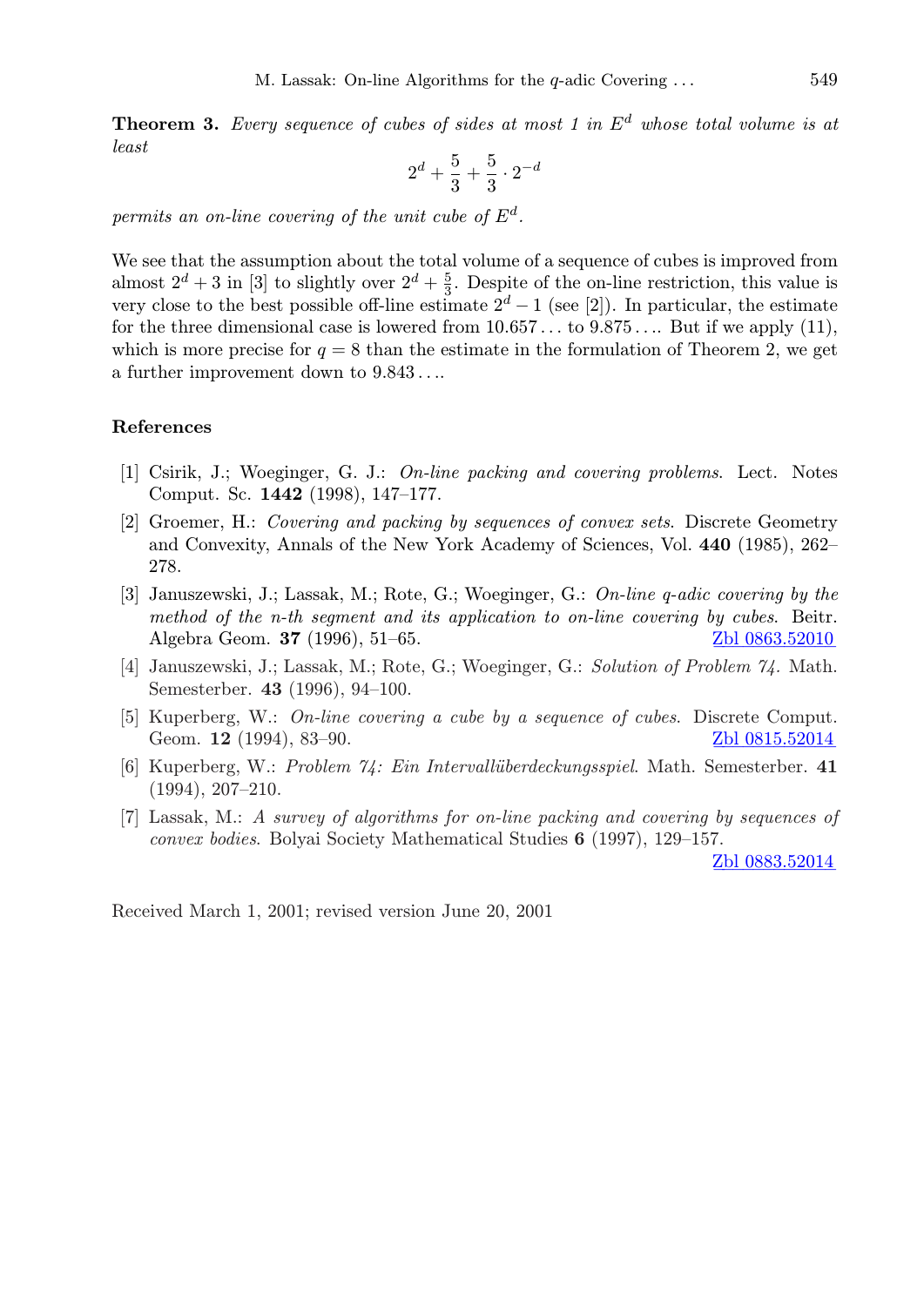**Theorem 3.** *Every sequence of cubes of sides at most 1 in $E^d$ whose total volume is at least*

$$2^d + \frac{5}{3} + \frac{5}{3} \cdot 2^{-d}$$

*permits an on-line covering of the unit cube of $E^d$.*

We see that the assumption about the total volume of a sequence of cubes is improved from almost $2^d + 3$ in [3] to slightly over $2^d + \frac{5}{3}$. Despite of the on-line restriction, this value is very close to the best possible off-line estimate $2^d - 1$ (see [2]). In particular, the estimate for the three dimensional case is lowered from $10.657\ldots$ to $9.875\ldots$. But if we apply (11), which is more precise for $q = 8$ than the estimate in the formulation of Theorem 2, we get a further improvement down to $9.843\ldots$.

## References

[1] Csirik, J.; Woeginger, G. J.: *On-line packing and covering problems*. Lect. Notes Comput. Sc. **1442** (1998), 147–177.

[2] Groemer, H.: *Covering and packing by sequences of convex sets*. Discrete Geometry and Convexity, Annals of the New York Academy of Sciences, Vol. **440** (1985), 262–278.

[3] Januszewski, J.; Lassak, M.; Rote, G.; Woeginger, G.: *On-line q-adic covering by the method of the n-th segment and its application to on-line covering by cubes*. Beitr. Algebra Geom. **37** (1996), 51–65. Zbl 0863.52010

[4] Januszewski, J.; Lassak, M.; Rote, G.; Woeginger, G.: *Solution of Problem 74*. Math. Semesterber. **43** (1996), 94–100.

[5] Kuperberg, W.: *On-line covering a cube by a sequence of cubes*. Discrete Comput. Geom. **12** (1994), 83–90. Zbl 0815.52014

[6] Kuperberg, W.: *Problem 74: Ein Intervallüberdeckungsspiel*. Math. Semesterber. **41** (1994), 207–210.

[7] Lassak, M.: *A survey of algorithms for on-line packing and covering by sequences of convex bodies*. Bolyai Society Mathematical Studies **6** (1997), 129–157. Zbl 0883.52014

Received March 1, 2001; revised version June 20, 2001